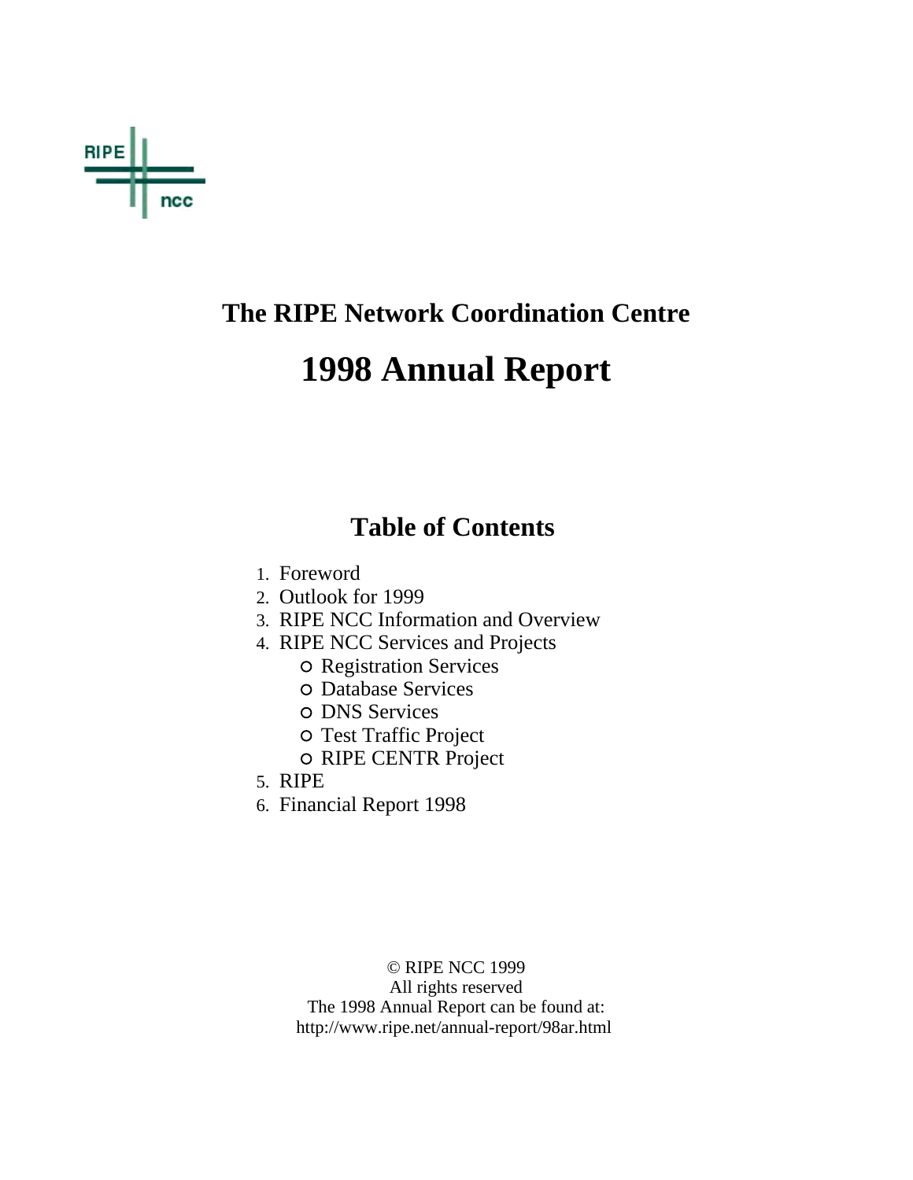RIPE ncc

## The RIPE Network Coordination Centre

# 1998 Annual Report

## Table of Contents

1. Foreword
2. Outlook for 1999
3. RIPE NCC Information and Overview
4. RIPE NCC Services and Projects
   - Registration Services
   - Database Services
   - DNS Services
   - Test Traffic Project
   - RIPE CENTR Project
5. RIPE
6. Financial Report 1998

© RIPE NCC 1999
All rights reserved
The 1998 Annual Report can be found at:
http://www.ripe.net/annual-report/98ar.html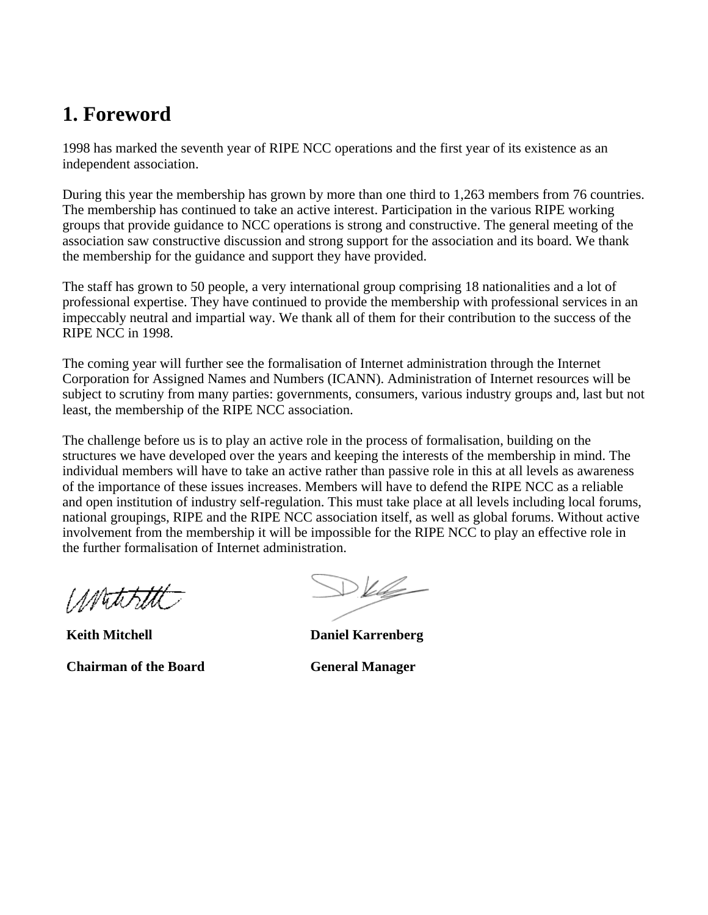# 1. Foreword

1998 has marked the seventh year of RIPE NCC operations and the first year of its existence as an independent association.

During this year the membership has grown by more than one third to 1,263 members from 76 countries. The membership has continued to take an active interest. Participation in the various RIPE working groups that provide guidance to NCC operations is strong and constructive. The general meeting of the association saw constructive discussion and strong support for the association and its board. We thank the membership for the guidance and support they have provided.

The staff has grown to 50 people, a very international group comprising 18 nationalities and a lot of professional expertise. They have continued to provide the membership with professional services in an impeccably neutral and impartial way. We thank all of them for their contribution to the success of the RIPE NCC in 1998.

The coming year will further see the formalisation of Internet administration through the Internet Corporation for Assigned Names and Numbers (ICANN). Administration of Internet resources will be subject to scrutiny from many parties: governments, consumers, various industry groups and, last but not least, the membership of the RIPE NCC association.

The challenge before us is to play an active role in the process of formalisation, building on the structures we have developed over the years and keeping the interests of the membership in mind. The individual members will have to take an active rather than passive role in this at all levels as awareness of the importance of these issues increases. Members will have to defend the RIPE NCC as a reliable and open institution of industry self-regulation. This must take place at all levels including local forums, national groupings, RIPE and the RIPE NCC association itself, as well as global forums. Without active involvement from the membership it will be impossible for the RIPE NCC to play an effective role in the further formalisation of Internet administration.

| **Keith Mitchell** | **Daniel Karrenberg** |
|---|---|
| **Chairman of the Board** | **General Manager** |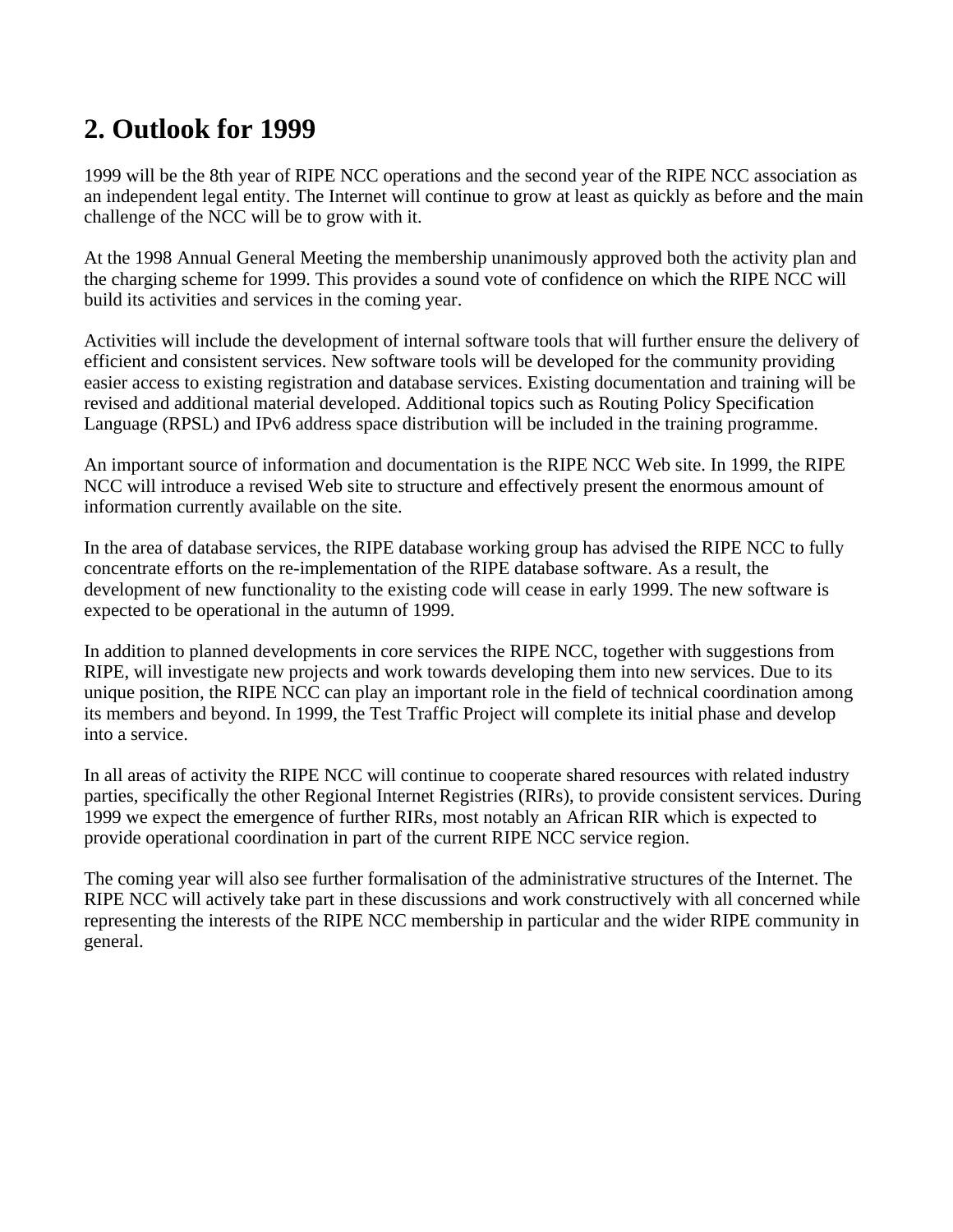## 2. Outlook for 1999

1999 will be the 8th year of RIPE NCC operations and the second year of the RIPE NCC association as an independent legal entity. The Internet will continue to grow at least as quickly as before and the main challenge of the NCC will be to grow with it.

At the 1998 Annual General Meeting the membership unanimously approved both the activity plan and the charging scheme for 1999. This provides a sound vote of confidence on which the RIPE NCC will build its activities and services in the coming year.

Activities will include the development of internal software tools that will further ensure the delivery of efficient and consistent services. New software tools will be developed for the community providing easier access to existing registration and database services. Existing documentation and training will be revised and additional material developed. Additional topics such as Routing Policy Specification Language (RPSL) and IPv6 address space distribution will be included in the training programme.

An important source of information and documentation is the RIPE NCC Web site. In 1999, the RIPE NCC will introduce a revised Web site to structure and effectively present the enormous amount of information currently available on the site.

In the area of database services, the RIPE database working group has advised the RIPE NCC to fully concentrate efforts on the re-implementation of the RIPE database software. As a result, the development of new functionality to the existing code will cease in early 1999. The new software is expected to be operational in the autumn of 1999.

In addition to planned developments in core services the RIPE NCC, together with suggestions from RIPE, will investigate new projects and work towards developing them into new services. Due to its unique position, the RIPE NCC can play an important role in the field of technical coordination among its members and beyond. In 1999, the Test Traffic Project will complete its initial phase and develop into a service.

In all areas of activity the RIPE NCC will continue to cooperate shared resources with related industry parties, specifically the other Regional Internet Registries (RIRs), to provide consistent services. During 1999 we expect the emergence of further RIRs, most notably an African RIR which is expected to provide operational coordination in part of the current RIPE NCC service region.

The coming year will also see further formalisation of the administrative structures of the Internet. The RIPE NCC will actively take part in these discussions and work constructively with all concerned while representing the interests of the RIPE NCC membership in particular and the wider RIPE community in general.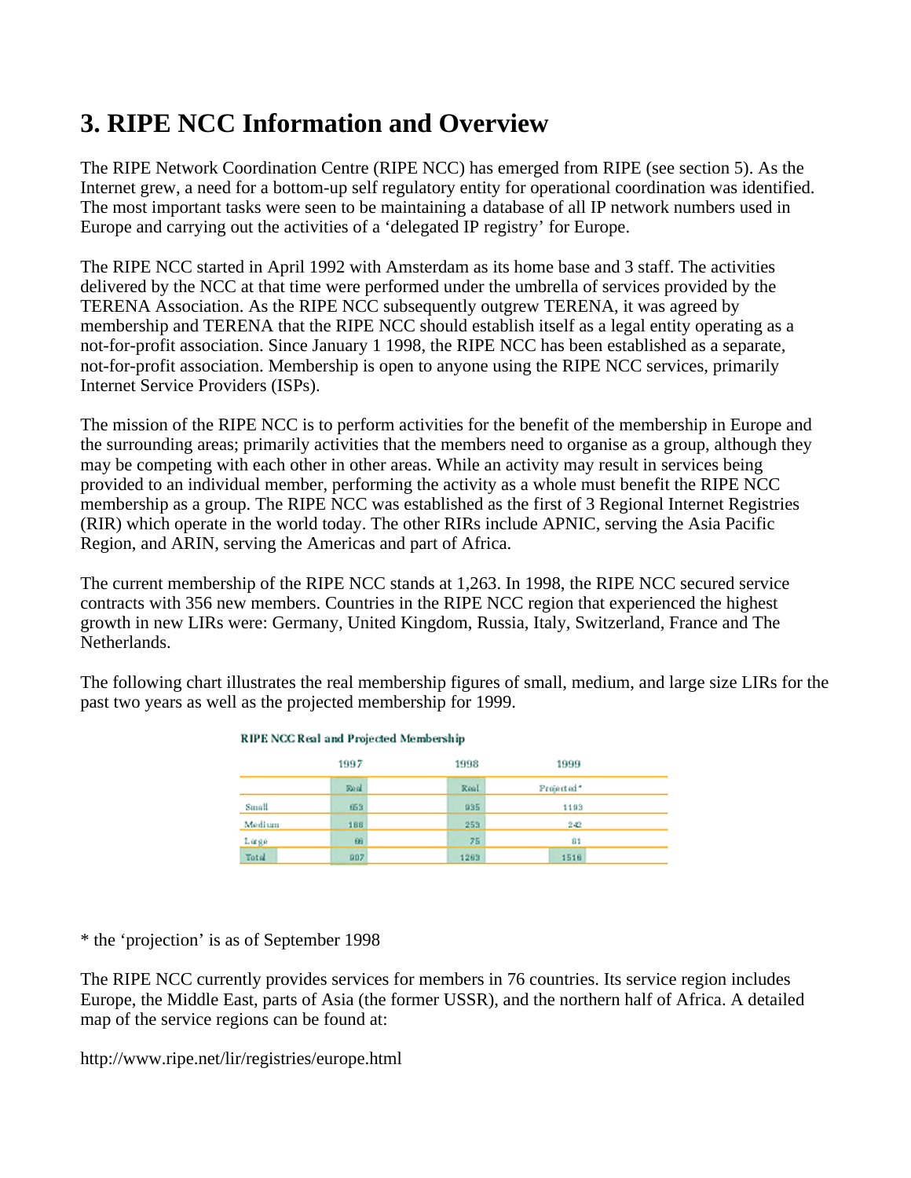# 3. RIPE NCC Information and Overview

The RIPE Network Coordination Centre (RIPE NCC) has emerged from RIPE (see section 5). As the Internet grew, a need for a bottom-up self regulatory entity for operational coordination was identified. The most important tasks were seen to be maintaining a database of all IP network numbers used in Europe and carrying out the activities of a 'delegated IP registry' for Europe.

The RIPE NCC started in April 1992 with Amsterdam as its home base and 3 staff. The activities delivered by the NCC at that time were performed under the umbrella of services provided by the TERENA Association. As the RIPE NCC subsequently outgrew TERENA, it was agreed by membership and TERENA that the RIPE NCC should establish itself as a legal entity operating as a not-for-profit association. Since January 1 1998, the RIPE NCC has been established as a separate, not-for-profit association. Membership is open to anyone using the RIPE NCC services, primarily Internet Service Providers (ISPs).

The mission of the RIPE NCC is to perform activities for the benefit of the membership in Europe and the surrounding areas; primarily activities that the members need to organise as a group, although they may be competing with each other in other areas. While an activity may result in services being provided to an individual member, performing the activity as a whole must benefit the RIPE NCC membership as a group. The RIPE NCC was established as the first of 3 Regional Internet Registries (RIR) which operate in the world today. The other RIRs include APNIC, serving the Asia Pacific Region, and ARIN, serving the Americas and part of Africa.

The current membership of the RIPE NCC stands at 1,263. In 1998, the RIPE NCC secured service contracts with 356 new members. Countries in the RIPE NCC region that experienced the highest growth in new LIRs were: Germany, United Kingdom, Russia, Italy, Switzerland, France and The Netherlands.

The following chart illustrates the real membership figures of small, medium, and large size LIRs for the past two years as well as the projected membership for 1999.

**RIPE NCC Real and Projected Membership**

| | 1997 | 1998 | 1999 |
|---|---|---|---|
| | Real | Real | Projected* |
| Small | 653 | 935 | 1193 |
| Medium | 188 | 253 | 242 |
| Large | 66 | 75 | 81 |
| Total | 907 | 1263 | 1516 |

\* the 'projection' is as of September 1998

The RIPE NCC currently provides services for members in 76 countries. Its service region includes Europe, the Middle East, parts of Asia (the former USSR), and the northern half of Africa. A detailed map of the service regions can be found at:

http://www.ripe.net/lir/registries/europe.html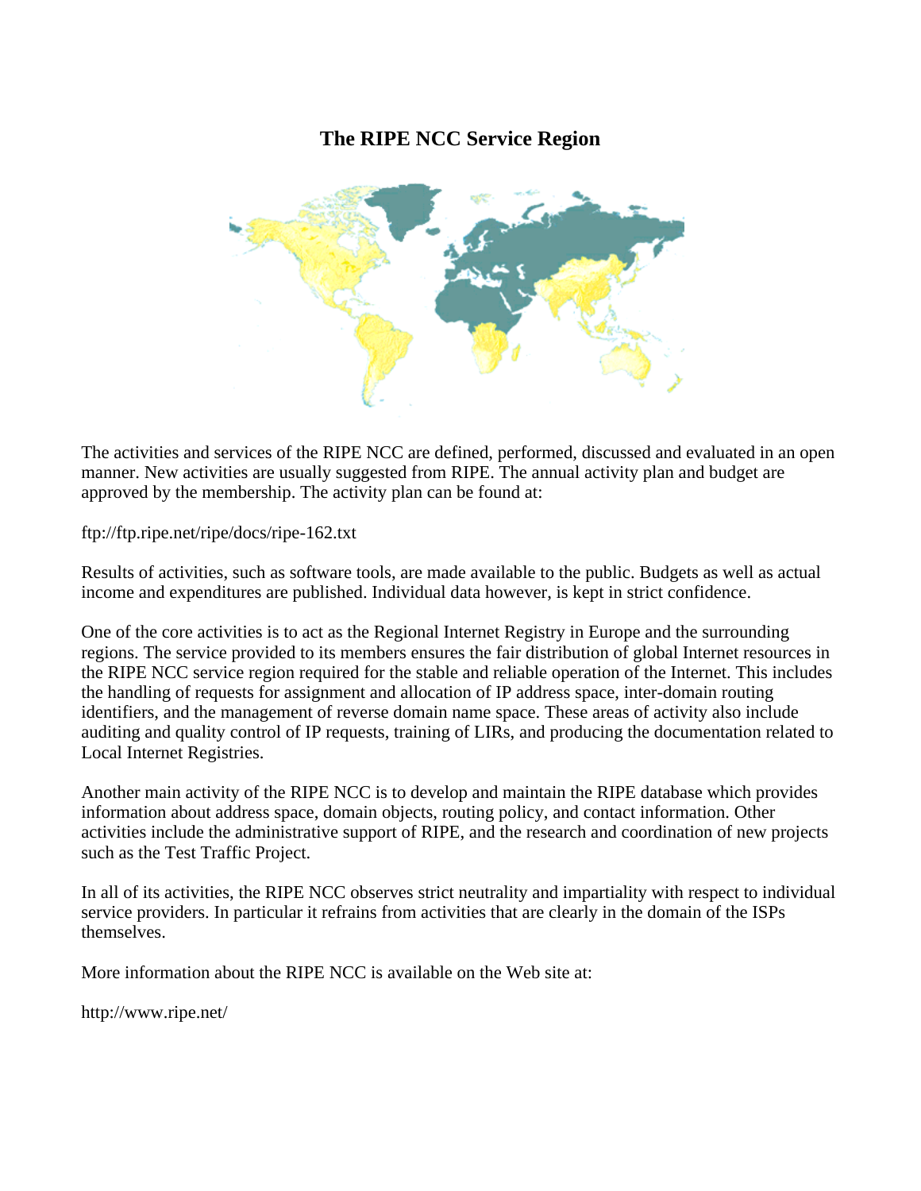# The RIPE NCC Service Region

The activities and services of the RIPE NCC are defined, performed, discussed and evaluated in an open manner. New activities are usually suggested from RIPE. The annual activity plan and budget are approved by the membership. The activity plan can be found at:

ftp://ftp.ripe.net/ripe/docs/ripe-162.txt

Results of activities, such as software tools, are made available to the public. Budgets as well as actual income and expenditures are published. Individual data however, is kept in strict confidence.

One of the core activities is to act as the Regional Internet Registry in Europe and the surrounding regions. The service provided to its members ensures the fair distribution of global Internet resources in the RIPE NCC service region required for the stable and reliable operation of the Internet. This includes the handling of requests for assignment and allocation of IP address space, inter-domain routing identifiers, and the management of reverse domain name space. These areas of activity also include auditing and quality control of IP requests, training of LIRs, and producing the documentation related to Local Internet Registries.

Another main activity of the RIPE NCC is to develop and maintain the RIPE database which provides information about address space, domain objects, routing policy, and contact information. Other activities include the administrative support of RIPE, and the research and coordination of new projects such as the Test Traffic Project.

In all of its activities, the RIPE NCC observes strict neutrality and impartiality with respect to individual service providers. In particular it refrains from activities that are clearly in the domain of the ISPs themselves.

More information about the RIPE NCC is available on the Web site at:

http://www.ripe.net/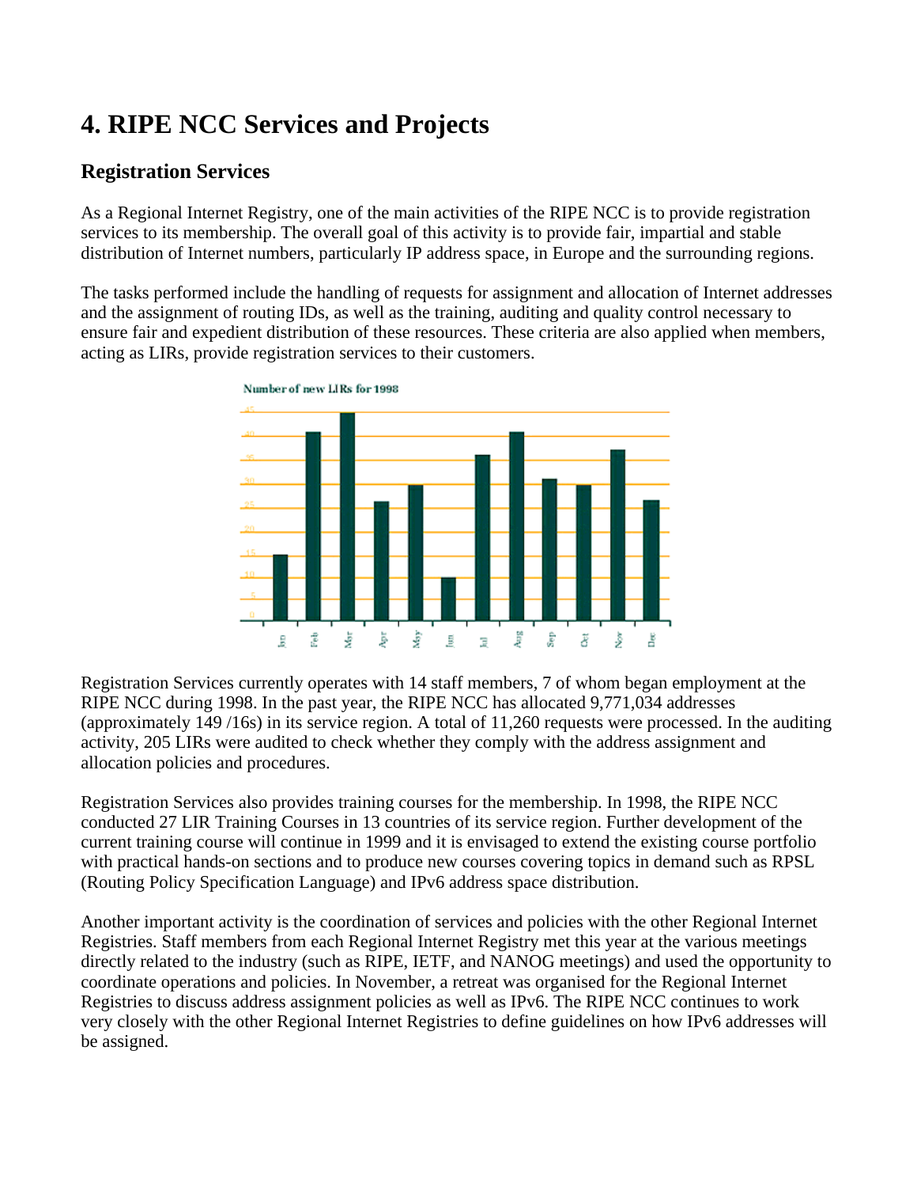# 4. RIPE NCC Services and Projects

## Registration Services

As a Regional Internet Registry, one of the main activities of the RIPE NCC is to provide registration services to its membership. The overall goal of this activity is to provide fair, impartial and stable distribution of Internet numbers, particularly IP address space, in Europe and the surrounding regions.

The tasks performed include the handling of requests for assignment and allocation of Internet addresses and the assignment of routing IDs, as well as the training, auditing and quality control necessary to ensure fair and expedient distribution of these resources. These criteria are also applied when members, acting as LIRs, provide registration services to their customers.

Number of new LIRs for 1998

Registration Services currently operates with 14 staff members, 7 of whom began employment at the RIPE NCC during 1998. In the past year, the RIPE NCC has allocated 9,771,034 addresses (approximately 149 /16s) in its service region. A total of 11,260 requests were processed. In the auditing activity, 205 LIRs were audited to check whether they comply with the address assignment and allocation policies and procedures.

Registration Services also provides training courses for the membership. In 1998, the RIPE NCC conducted 27 LIR Training Courses in 13 countries of its service region. Further development of the current training course will continue in 1999 and it is envisaged to extend the existing course portfolio with practical hands-on sections and to produce new courses covering topics in demand such as RPSL (Routing Policy Specification Language) and IPv6 address space distribution.

Another important activity is the coordination of services and policies with the other Regional Internet Registries. Staff members from each Regional Internet Registry met this year at the various meetings directly related to the industry (such as RIPE, IETF, and NANOG meetings) and used the opportunity to coordinate operations and policies. In November, a retreat was organised for the Regional Internet Registries to discuss address assignment policies as well as IPv6. The RIPE NCC continues to work very closely with the other Regional Internet Registries to define guidelines on how IPv6 addresses will be assigned.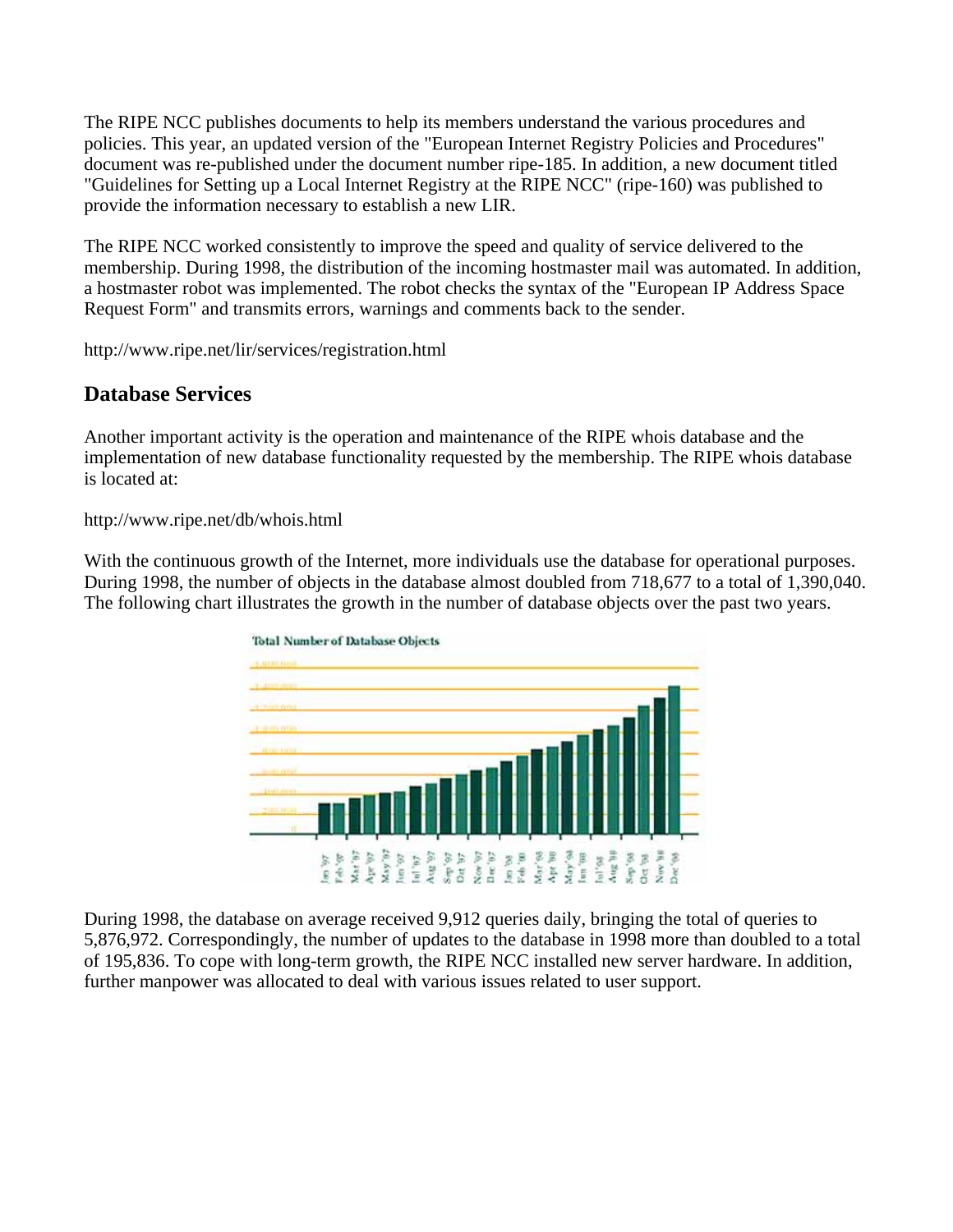The RIPE NCC publishes documents to help its members understand the various procedures and policies. This year, an updated version of the "European Internet Registry Policies and Procedures" document was re-published under the document number ripe-185. In addition, a new document titled "Guidelines for Setting up a Local Internet Registry at the RIPE NCC" (ripe-160) was published to provide the information necessary to establish a new LIR.

The RIPE NCC worked consistently to improve the speed and quality of service delivered to the membership. During 1998, the distribution of the incoming hostmaster mail was automated. In addition, a hostmaster robot was implemented. The robot checks the syntax of the "European IP Address Space Request Form" and transmits errors, warnings and comments back to the sender.

http://www.ripe.net/lir/services/registration.html

## Database Services

Another important activity is the operation and maintenance of the RIPE whois database and the implementation of new database functionality requested by the membership. The RIPE whois database is located at:

http://www.ripe.net/db/whois.html

With the continuous growth of the Internet, more individuals use the database for operational purposes. During 1998, the number of objects in the database almost doubled from 718,677 to a total of 1,390,040. The following chart illustrates the growth in the number of database objects over the past two years.

Total Number of Database Objects

During 1998, the database on average received 9,912 queries daily, bringing the total of queries to 5,876,972. Correspondingly, the number of updates to the database in 1998 more than doubled to a total of 195,836. To cope with long-term growth, the RIPE NCC installed new server hardware. In addition, further manpower was allocated to deal with various issues related to user support.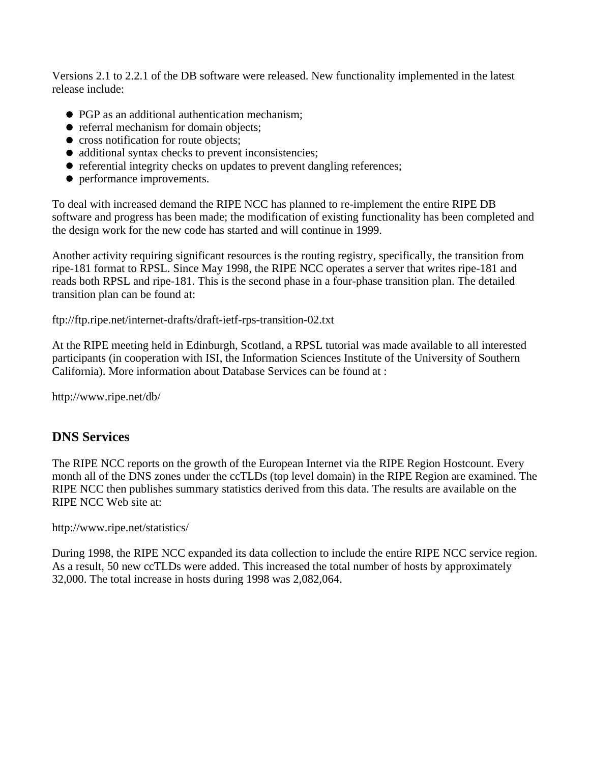Versions 2.1 to 2.2.1 of the DB software were released. New functionality implemented in the latest release include:

- PGP as an additional authentication mechanism;
- referral mechanism for domain objects;
- cross notification for route objects;
- additional syntax checks to prevent inconsistencies;
- referential integrity checks on updates to prevent dangling references;
- performance improvements.

To deal with increased demand the RIPE NCC has planned to re-implement the entire RIPE DB software and progress has been made; the modification of existing functionality has been completed and the design work for the new code has started and will continue in 1999.

Another activity requiring significant resources is the routing registry, specifically, the transition from ripe-181 format to RPSL. Since May 1998, the RIPE NCC operates a server that writes ripe-181 and reads both RPSL and ripe-181. This is the second phase in a four-phase transition plan. The detailed transition plan can be found at:

ftp://ftp.ripe.net/internet-drafts/draft-ietf-rps-transition-02.txt

At the RIPE meeting held in Edinburgh, Scotland, a RPSL tutorial was made available to all interested participants (in cooperation with ISI, the Information Sciences Institute of the University of Southern California). More information about Database Services can be found at :

http://www.ripe.net/db/

## DNS Services

The RIPE NCC reports on the growth of the European Internet via the RIPE Region Hostcount. Every month all of the DNS zones under the ccTLDs (top level domain) in the RIPE Region are examined. The RIPE NCC then publishes summary statistics derived from this data. The results are available on the RIPE NCC Web site at:

http://www.ripe.net/statistics/

During 1998, the RIPE NCC expanded its data collection to include the entire RIPE NCC service region. As a result, 50 new ccTLDs were added. This increased the total number of hosts by approximately 32,000. The total increase in hosts during 1998 was 2,082,064.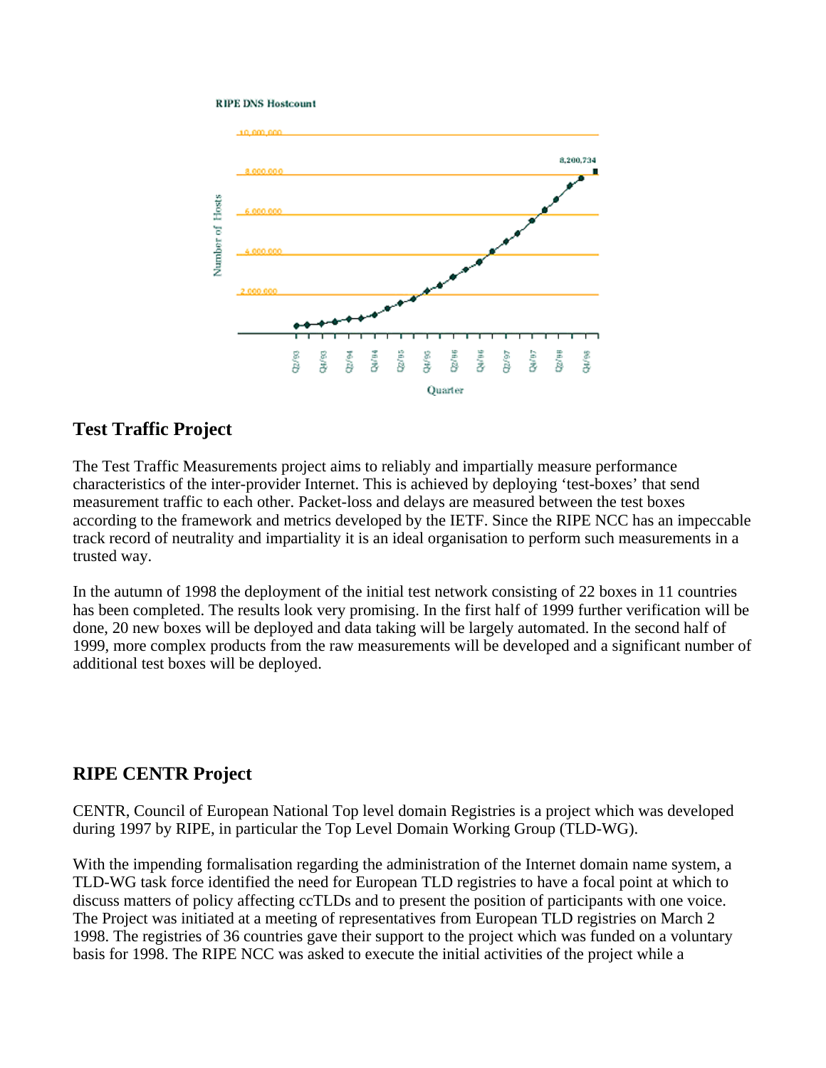RIPE DNS Hostcount

## Test Traffic Project

The Test Traffic Measurements project aims to reliably and impartially measure performance characteristics of the inter-provider Internet. This is achieved by deploying 'test-boxes' that send measurement traffic to each other. Packet-loss and delays are measured between the test boxes according to the framework and metrics developed by the IETF. Since the RIPE NCC has an impeccable track record of neutrality and impartiality it is an ideal organisation to perform such measurements in a trusted way.

In the autumn of 1998 the deployment of the initial test network consisting of 22 boxes in 11 countries has been completed. The results look very promising. In the first half of 1999 further verification will be done, 20 new boxes will be deployed and data taking will be largely automated. In the second half of 1999, more complex products from the raw measurements will be developed and a significant number of additional test boxes will be deployed.

## RIPE CENTR Project

CENTR, Council of European National Top level domain Registries is a project which was developed during 1997 by RIPE, in particular the Top Level Domain Working Group (TLD-WG).

With the impending formalisation regarding the administration of the Internet domain name system, a TLD-WG task force identified the need for European TLD registries to have a focal point at which to discuss matters of policy affecting ccTLDs and to present the position of participants with one voice. The Project was initiated at a meeting of representatives from European TLD registries on March 2 1998. The registries of 36 countries gave their support to the project which was funded on a voluntary basis for 1998. The RIPE NCC was asked to execute the initial activities of the project while a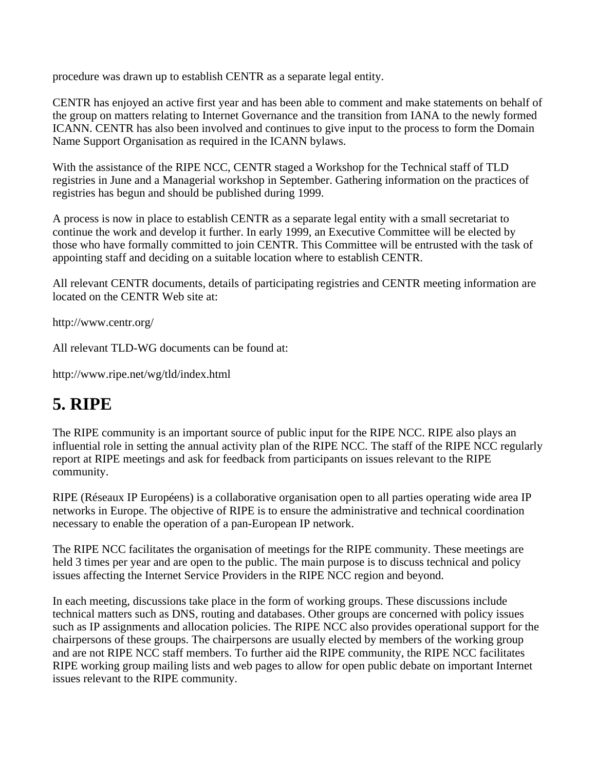procedure was drawn up to establish CENTR as a separate legal entity.

CENTR has enjoyed an active first year and has been able to comment and make statements on behalf of the group on matters relating to Internet Governance and the transition from IANA to the newly formed ICANN. CENTR has also been involved and continues to give input to the process to form the Domain Name Support Organisation as required in the ICANN bylaws.

With the assistance of the RIPE NCC, CENTR staged a Workshop for the Technical staff of TLD registries in June and a Managerial workshop in September. Gathering information on the practices of registries has begun and should be published during 1999.

A process is now in place to establish CENTR as a separate legal entity with a small secretariat to continue the work and develop it further. In early 1999, an Executive Committee will be elected by those who have formally committed to join CENTR. This Committee will be entrusted with the task of appointing staff and deciding on a suitable location where to establish CENTR.

All relevant CENTR documents, details of participating registries and CENTR meeting information are located on the CENTR Web site at:

http://www.centr.org/

All relevant TLD-WG documents can be found at:

http://www.ripe.net/wg/tld/index.html

# 5. RIPE

The RIPE community is an important source of public input for the RIPE NCC. RIPE also plays an influential role in setting the annual activity plan of the RIPE NCC. The staff of the RIPE NCC regularly report at RIPE meetings and ask for feedback from participants on issues relevant to the RIPE community.

RIPE (Réseaux IP Européens) is a collaborative organisation open to all parties operating wide area IP networks in Europe. The objective of RIPE is to ensure the administrative and technical coordination necessary to enable the operation of a pan-European IP network.

The RIPE NCC facilitates the organisation of meetings for the RIPE community. These meetings are held 3 times per year and are open to the public. The main purpose is to discuss technical and policy issues affecting the Internet Service Providers in the RIPE NCC region and beyond.

In each meeting, discussions take place in the form of working groups. These discussions include technical matters such as DNS, routing and databases. Other groups are concerned with policy issues such as IP assignments and allocation policies. The RIPE NCC also provides operational support for the chairpersons of these groups. The chairpersons are usually elected by members of the working group and are not RIPE NCC staff members. To further aid the RIPE community, the RIPE NCC facilitates RIPE working group mailing lists and web pages to allow for open public debate on important Internet issues relevant to the RIPE community.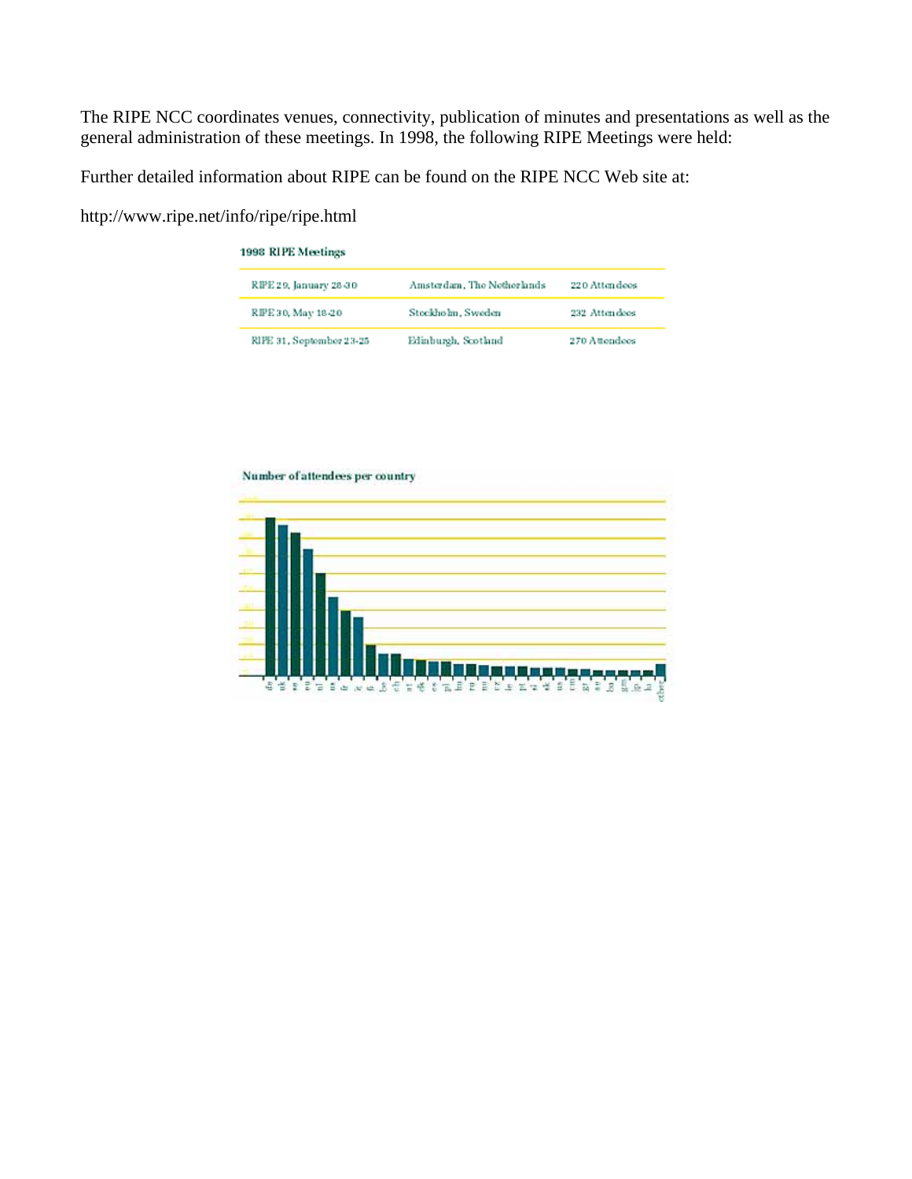The RIPE NCC coordinates venues, connectivity, publication of minutes and presentations as well as the general administration of these meetings. In 1998, the following RIPE Meetings were held:

Further detailed information about RIPE can be found on the RIPE NCC Web site at:

http://www.ripe.net/info/ripe/ripe.html

**1998 RIPE Meetings**

| | | |
|---|---|---|
| RIPE 29, January 28-30 | Amsterdam, The Netherlands | 220 Attendees |
| RIPE 30, May 18-20 | Stockholm, Sweden | 232 Attendees |
| RIPE 31, September 23-25 | Edinburgh, Scotland | 270 Attendees |

**Number of attendees per country**

de uk se eu nl us fr ie fi be ch at dk es pl hu ru no cz ie pt si sk us cm gr ay ba gm jp lu other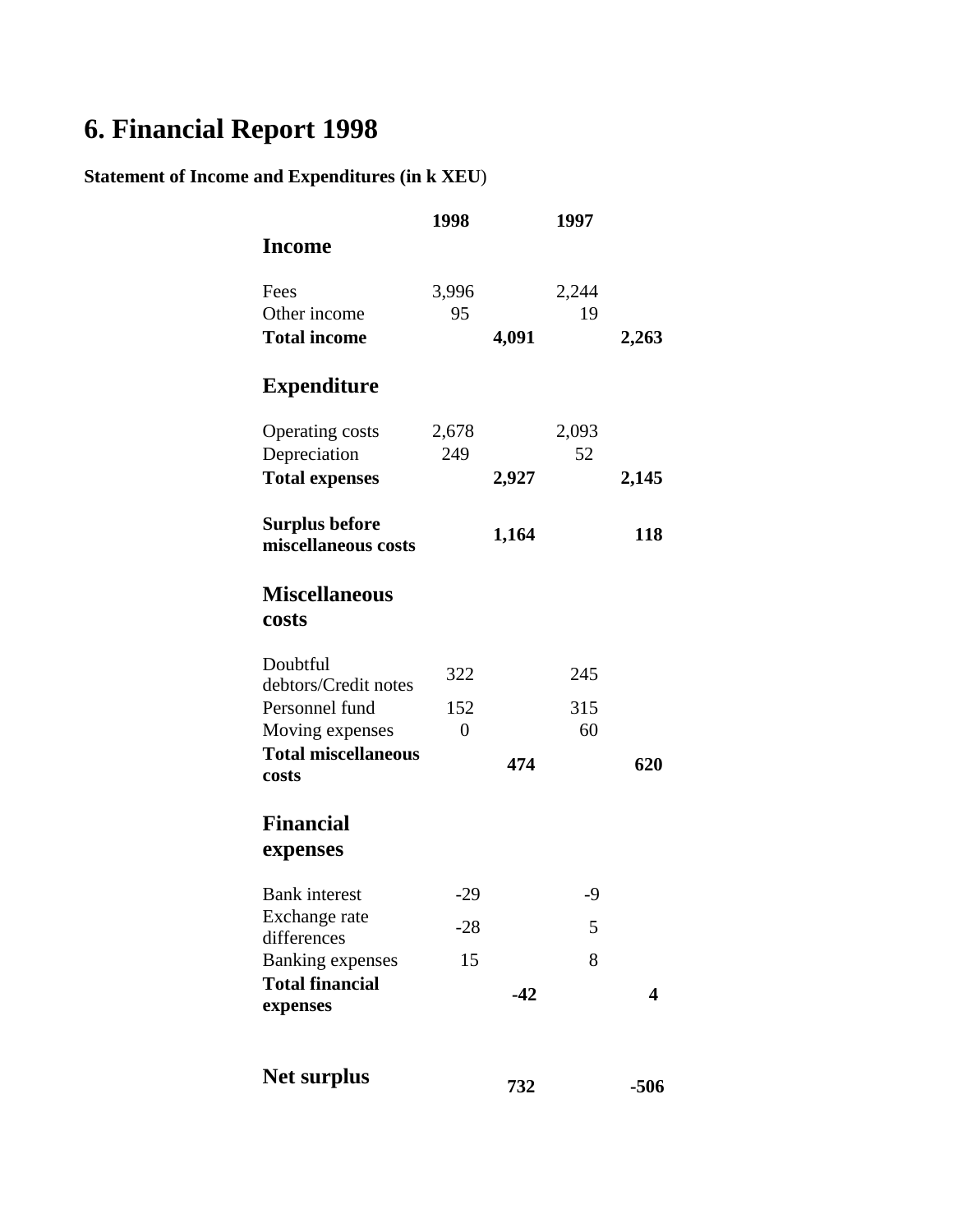# 6. Financial Report 1998

**Statement of Income and Expenditures (in k XEU)**

| | 1998 | | 1997 | |
|---|---|---|---|---|
| **Income** | | | | |
| Fees | 3,996 | | 2,244 | |
| Other income | 95 | | 19 | |
| **Total income** | | **4,091** | | **2,263** |
| **Expenditure** | | | | |
| Operating costs | 2,678 | | 2,093 | |
| Depreciation | 249 | | 52 | |
| **Total expenses** | | **2,927** | | **2,145** |
| **Surplus before miscellaneous costs** | | **1,164** | | **118** |
| **Miscellaneous costs** | | | | |
| Doubtful debtors/Credit notes | 322 | | 245 | |
| Personnel fund | 152 | | 315 | |
| Moving expenses | 0 | | 60 | |
| **Total miscellaneous costs** | | **474** | | **620** |
| **Financial expenses** | | | | |
| Bank interest | -29 | | -9 | |
| Exchange rate differences | -28 | | 5 | |
| Banking expenses | 15 | | 8 | |
| **Total financial expenses** | | **-42** | | **4** |
| **Net surplus** | | **732** | | **-506** |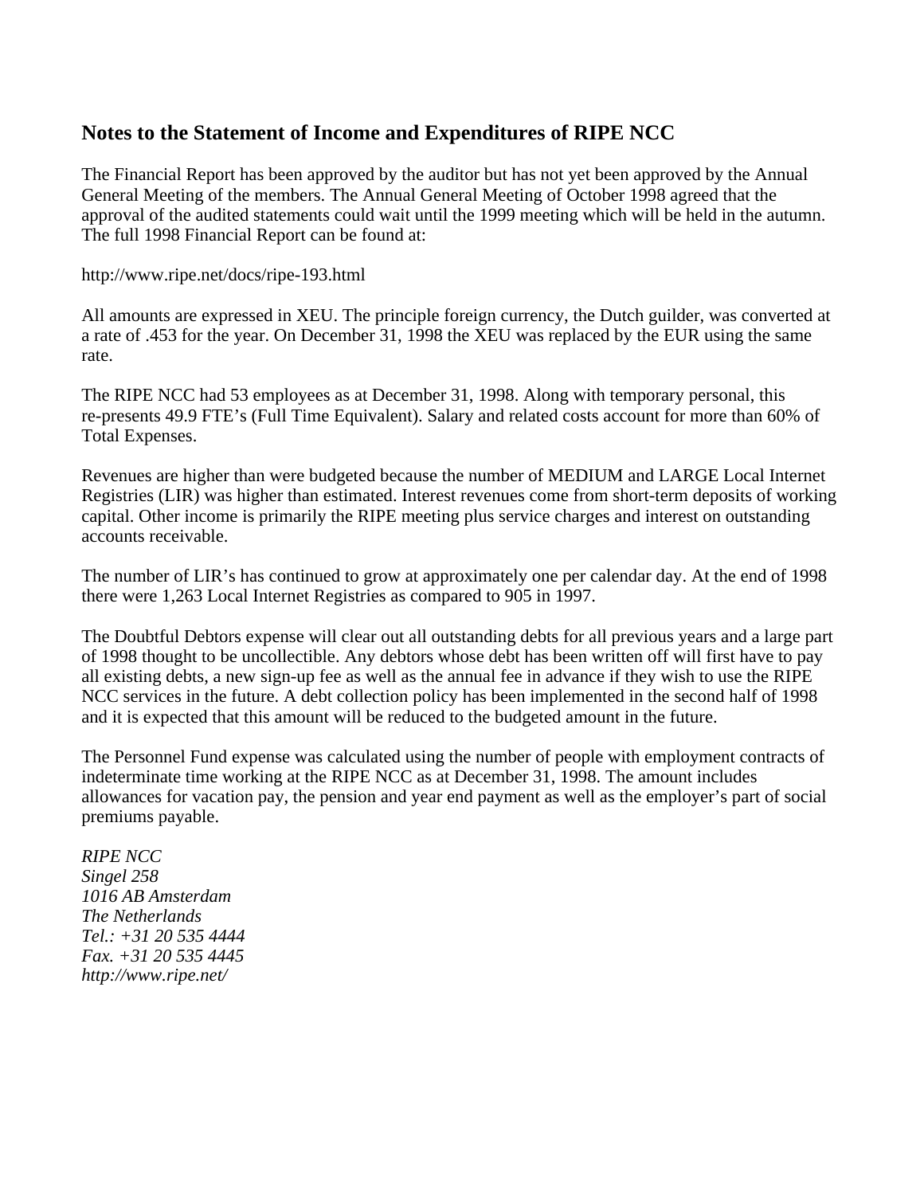## Notes to the Statement of Income and Expenditures of RIPE NCC

The Financial Report has been approved by the auditor but has not yet been approved by the Annual General Meeting of the members. The Annual General Meeting of October 1998 agreed that the approval of the audited statements could wait until the 1999 meeting which will be held in the autumn. The full 1998 Financial Report can be found at:

http://www.ripe.net/docs/ripe-193.html

All amounts are expressed in XEU. The principle foreign currency, the Dutch guilder, was converted at a rate of .453 for the year. On December 31, 1998 the XEU was replaced by the EUR using the same rate.

The RIPE NCC had 53 employees as at December 31, 1998. Along with temporary personal, this re-presents 49.9 FTE's (Full Time Equivalent). Salary and related costs account for more than 60% of Total Expenses.

Revenues are higher than were budgeted because the number of MEDIUM and LARGE Local Internet Registries (LIR) was higher than estimated. Interest revenues come from short-term deposits of working capital. Other income is primarily the RIPE meeting plus service charges and interest on outstanding accounts receivable.

The number of LIR's has continued to grow at approximately one per calendar day. At the end of 1998 there were 1,263 Local Internet Registries as compared to 905 in 1997.

The Doubtful Debtors expense will clear out all outstanding debts for all previous years and a large part of 1998 thought to be uncollectible. Any debtors whose debt has been written off will first have to pay all existing debts, a new sign-up fee as well as the annual fee in advance if they wish to use the RIPE NCC services in the future. A debt collection policy has been implemented in the second half of 1998 and it is expected that this amount will be reduced to the budgeted amount in the future.

The Personnel Fund expense was calculated using the number of people with employment contracts of indeterminate time working at the RIPE NCC as at December 31, 1998. The amount includes allowances for vacation pay, the pension and year end payment as well as the employer's part of social premiums payable.

*RIPE NCC*
*Singel 258*
*1016 AB Amsterdam*
*The Netherlands*
*Tel.: +31 20 535 4444*
*Fax. +31 20 535 4445*
*http://www.ripe.net/*